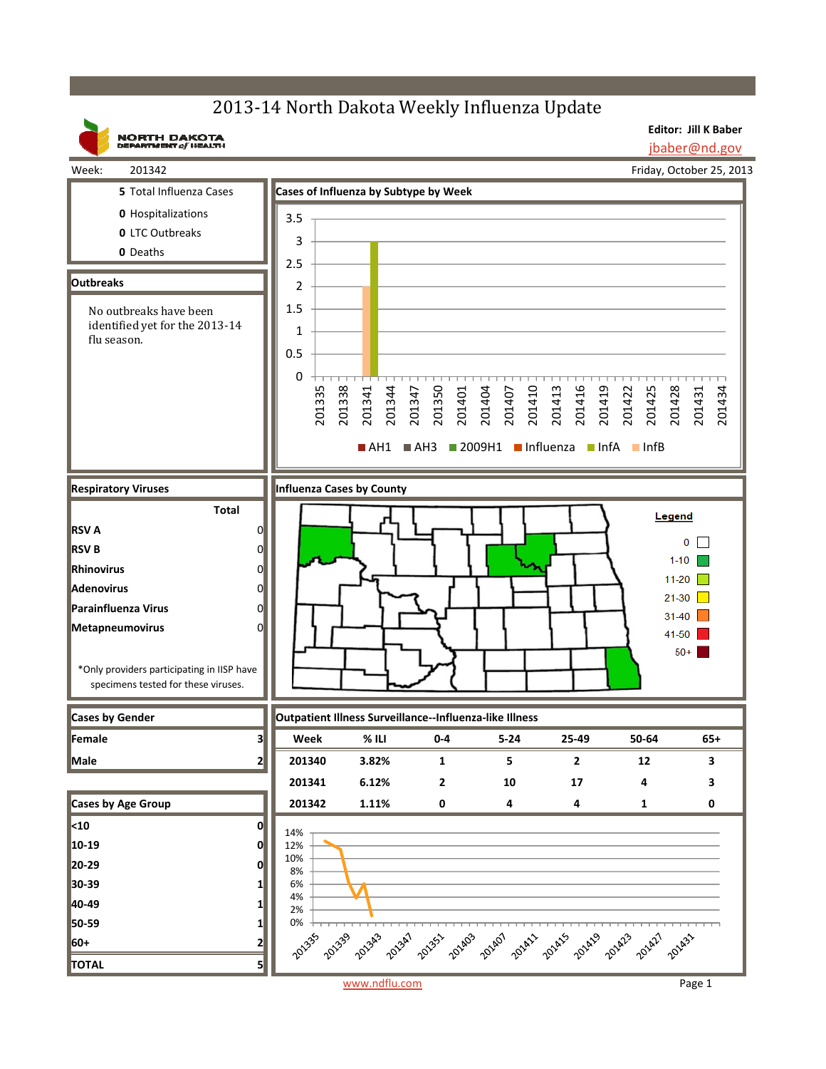# 2013-14 North Dakota Weekly Influenza Update

NORTH DAKOTA DEPARTMENT of HEALTH

**Editor: Jill K Baber**
jbaber@nd.gov

Week: 201342 — Friday, October 25, 2013

| | |
|---|---|
| **5** | Total Influenza Cases |
| **0** | Hospitalizations |
| **0** | LTC Outbreaks |
| **0** | Deaths |

## Outbreaks

No outbreaks have been identified yet for the 2013-14 flu season.

## Cases of Influenza by Subtype by Week

Legend: AH1, AH3, 2009H1, Influenza, InfA, InfB

## Respiratory Viruses

| | Total |
|---|---|
| **RSV A** | 0 |
| **RSV B** | 0 |
| **Rhinovirus** | 0 |
| **Adenovirus** | 0 |
| **Parainfluenza Virus** | 0 |
| **Metapneumovirus** | 0 |

*Only providers participating in IISP have specimens tested for these viruses.

## Influenza Cases by County

Legend: 0; 1-10; 11-20; 21-30; 31-40; 41-50; 50+

## Cases by Gender

| | |
|---|---|
| **Female** | 3 |
| **Male** | 2 |

## Cases by Age Group

| | |
|---|---|
| **<10** | 0 |
| **10-19** | 0 |
| **20-29** | 0 |
| **30-39** | 1 |
| **40-49** | 1 |
| **50-59** | 1 |
| **60+** | 2 |
| **TOTAL** | 5 |

## Outpatient Illness Surveillance--Influenza-like Illness

| Week | % ILI | 0-4 | 5-24 | 25-49 | 50-64 | 65+ |
|---|---|---|---|---|---|---|
| 201340 | 3.82% | 1 | 5 | 2 | 12 | 3 |
| 201341 | 6.12% | 2 | 10 | 17 | 4 | 3 |
| 201342 | 1.11% | 0 | 4 | 4 | 1 | 0 |

www.ndflu.com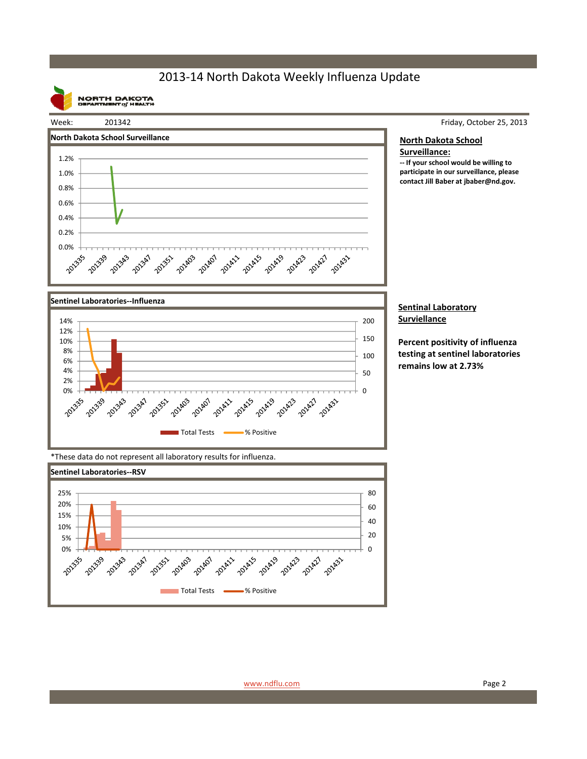# 2013-14 North Dakota Weekly Influenza Update

NORTH DAKOTA DEPARTMENT of HEALTH

Week: 201342

Friday, October 25, 2013

## North Dakota School Surveillance

1.2%
1.0%
0.8%
0.6%
0.4%
0.2%
0.0%

201335 201339 201343 201347 201351 201403 201407 201411 201415 201419 201423 201427 201431

**North Dakota School Surveillance:**

**-- If your school would be willing to participate in our surveillance, please contact Jill Baber at jbaber@nd.gov.**

## Sentinel Laboratories--Influenza

14%
12%
10%
8%
6%
4%
2%
0%

200
150
100
50
0

201335 201339 201343 201347 201351 201403 201407 201411 201415 201419 201423 201427 201431

Total Tests
% Positive

**Sentinal Laboratory Surviellance**

**Percent positivity of influenza testing at sentinel laboratories remains low at 2.73%**

*These data do not represent all laboratory results for influenza.

## Sentinel Laboratories--RSV

25%
20%
15%
10%
5%
0%

80
60
40
20
0

201335 201339 201343 201347 201351 201403 201407 201411 201415 201419 201423 201427 201431

Total Tests
% Positive

www.ndflu.com